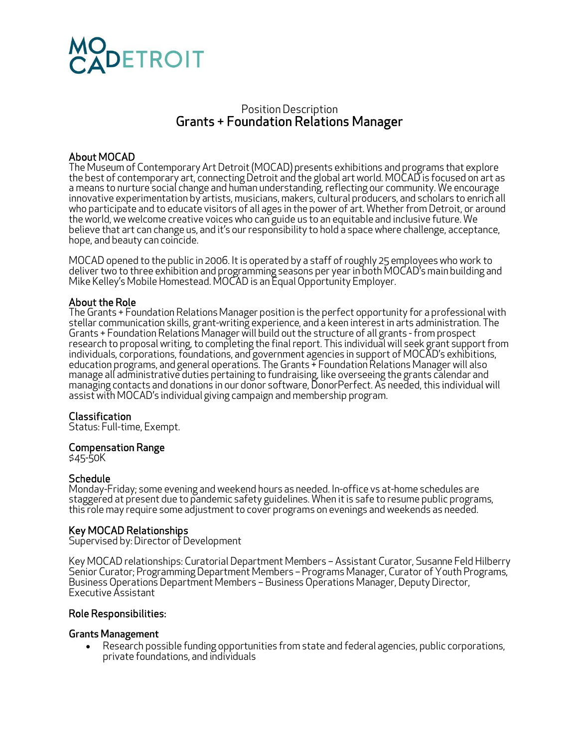MOCA DETROIT

Position Description

# Grants + Foundation Relations Manager

## About MOCAD

The Museum of Contemporary Art Detroit (MOCAD) presents exhibitions and programs that explore the best of contemporary art, connecting Detroit and the global art world. MOCAD is focused on art as a means to nurture social change and human understanding, reflecting our community. We encourage innovative experimentation by artists, musicians, makers, cultural producers, and scholars to enrich all who participate and to educate visitors of all ages in the power of art. Whether from Detroit, or around the world, we welcome creative voices who can guide us to an equitable and inclusive future. We believe that art can change us, and it's our responsibility to hold a space where challenge, acceptance, hope, and beauty can coincide.

MOCAD opened to the public in 2006. It is operated by a staff of roughly 25 employees who work to deliver two to three exhibition and programming seasons per year in both MOCAD's main building and Mike Kelley's Mobile Homestead. MOCAD is an Equal Opportunity Employer.

## About the Role

The Grants + Foundation Relations Manager position is the perfect opportunity for a professional with stellar communication skills, grant-writing experience, and a keen interest in arts administration. The Grants + Foundation Relations Manager will build out the structure of all grants - from prospect research to proposal writing, to completing the final report. This individual will seek grant support from individuals, corporations, foundations, and government agencies in support of MOCAD's exhibitions, education programs, and general operations. The Grants + Foundation Relations Manager will also manage all administrative duties pertaining to fundraising, like overseeing the grants calendar and managing contacts and donations in our donor software, DonorPerfect. As needed, this individual will assist with MOCAD's individual giving campaign and membership program.

## Classification

Status: Full-time, Exempt.

## Compensation Range

$45-50K

## Schedule

Monday-Friday; some evening and weekend hours as needed. In-office vs at-home schedules are staggered at present due to pandemic safety guidelines. When it is safe to resume public programs, this role may require some adjustment to cover programs on evenings and weekends as needed.

## Key MOCAD Relationships

Supervised by: Director of Development

Key MOCAD relationships: Curatorial Department Members – Assistant Curator, Susanne Feld Hilberry Senior Curator; Programming Department Members – Programs Manager, Curator of Youth Programs, Business Operations Department Members – Business Operations Manager, Deputy Director, Executive Assistant

## Role Responsibilities:

### Grants Management

- Research possible funding opportunities from state and federal agencies, public corporations, private foundations, and individuals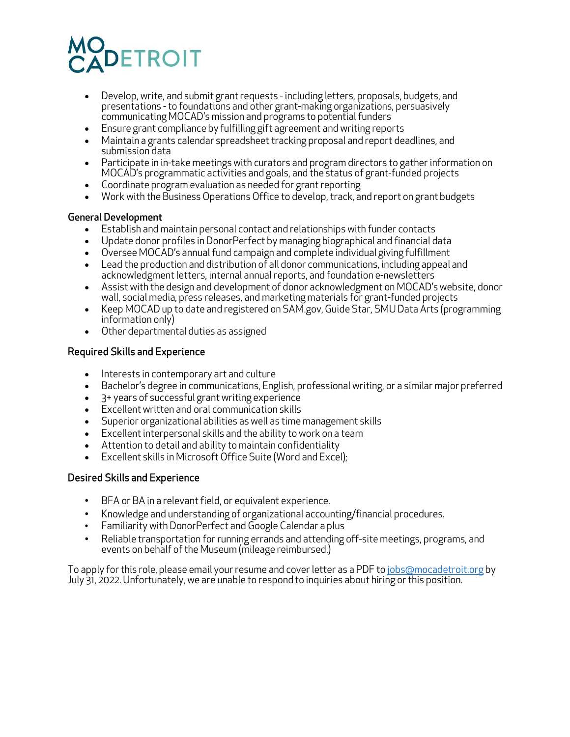- Develop, write, and submit grant requests - including letters, proposals, budgets, and presentations - to foundations and other grant-making organizations, persuasively communicating MOCAD's mission and programs to potential funders
- Ensure grant compliance by fulfilling gift agreement and writing reports
- Maintain a grants calendar spreadsheet tracking proposal and report deadlines, and submission data
- Participate in in-take meetings with curators and program directors to gather information on MOCAD's programmatic activities and goals, and the status of grant-funded projects
- Coordinate program evaluation as needed for grant reporting
- Work with the Business Operations Office to develop, track, and report on grant budgets

### General Development

- Establish and maintain personal contact and relationships with funder contacts
- Update donor profiles in DonorPerfect by managing biographical and financial data
- Oversee MOCAD's annual fund campaign and complete individual giving fulfillment
- Lead the production and distribution of all donor communications, including appeal and acknowledgment letters, internal annual reports, and foundation e-newsletters
- Assist with the design and development of donor acknowledgment on MOCAD's website, donor wall, social media, press releases, and marketing materials for grant-funded projects
- Keep MOCAD up to date and registered on SAM.gov, Guide Star, SMU Data Arts (programming information only)
- Other departmental duties as assigned

### Required Skills and Experience

- Interests in contemporary art and culture
- Bachelor's degree in communications, English, professional writing, or a similar major preferred
- 3+ years of successful grant writing experience
- Excellent written and oral communication skills
- Superior organizational abilities as well as time management skills
- Excellent interpersonal skills and the ability to work on a team
- Attention to detail and ability to maintain confidentiality
- Excellent skills in Microsoft Office Suite (Word and Excel);

### Desired Skills and Experience

- BFA or BA in a relevant field, or equivalent experience.
- Knowledge and understanding of organizational accounting/financial procedures.
- Familiarity with DonorPerfect and Google Calendar a plus
- Reliable transportation for running errands and attending off-site meetings, programs, and events on behalf of the Museum (mileage reimbursed.)

To apply for this role, please email your resume and cover letter as a PDF to jobs@mocadetroit.org by July 31, 2022. Unfortunately, we are unable to respond to inquiries about hiring or this position.